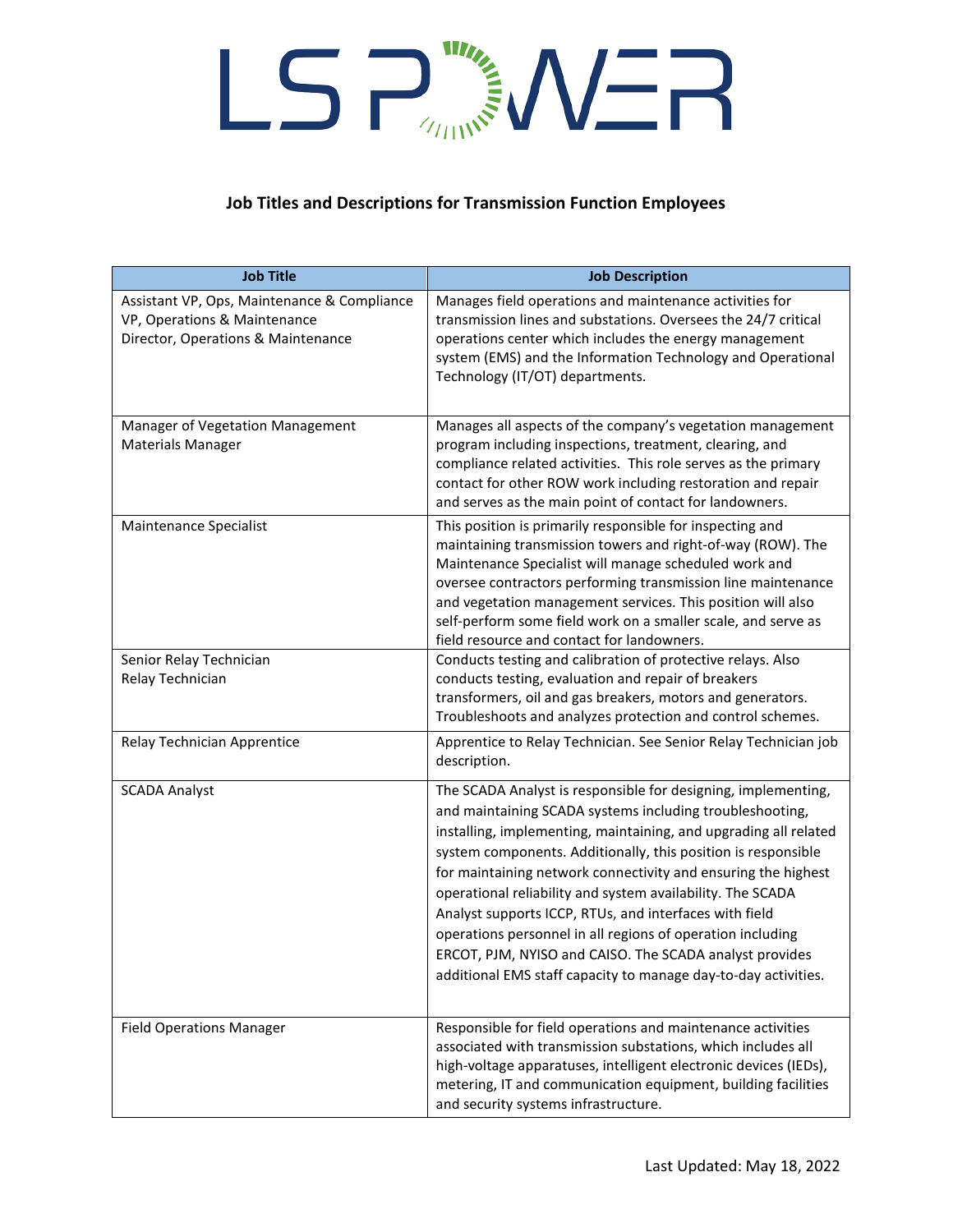LS POWER

## Job Titles and Descriptions for Transmission Function Employees

| Job Title | Job Description |
|---|---|
| Assistant VP, Ops, Maintenance & Compliance<br>VP, Operations & Maintenance<br>Director, Operations & Maintenance | Manages field operations and maintenance activities for transmission lines and substations. Oversees the 24/7 critical operations center which includes the energy management system (EMS) and the Information Technology and Operational Technology (IT/OT) departments. |
| Manager of Vegetation Management<br>Materials Manager | Manages all aspects of the company's vegetation management program including inspections, treatment, clearing, and compliance related activities. This role serves as the primary contact for other ROW work including restoration and repair and serves as the main point of contact for landowners. |
| Maintenance Specialist | This position is primarily responsible for inspecting and maintaining transmission towers and right-of-way (ROW). The Maintenance Specialist will manage scheduled work and oversee contractors performing transmission line maintenance and vegetation management services. This position will also self-perform some field work on a smaller scale, and serve as field resource and contact for landowners. |
| Senior Relay Technician<br>Relay Technician | Conducts testing and calibration of protective relays. Also conducts testing, evaluation and repair of breakers transformers, oil and gas breakers, motors and generators. Troubleshoots and analyzes protection and control schemes. |
| Relay Technician Apprentice | Apprentice to Relay Technician. See Senior Relay Technician job description. |
| SCADA Analyst | The SCADA Analyst is responsible for designing, implementing, and maintaining SCADA systems including troubleshooting, installing, implementing, maintaining, and upgrading all related system components. Additionally, this position is responsible for maintaining network connectivity and ensuring the highest operational reliability and system availability. The SCADA Analyst supports ICCP, RTUs, and interfaces with field operations personnel in all regions of operation including ERCOT, PJM, NYISO and CAISO. The SCADA analyst provides additional EMS staff capacity to manage day-to-day activities. |
| Field Operations Manager | Responsible for field operations and maintenance activities associated with transmission substations, which includes all high-voltage apparatuses, intelligent electronic devices (IEDs), metering, IT and communication equipment, building facilities and security systems infrastructure. |

Last Updated: May 18, 2022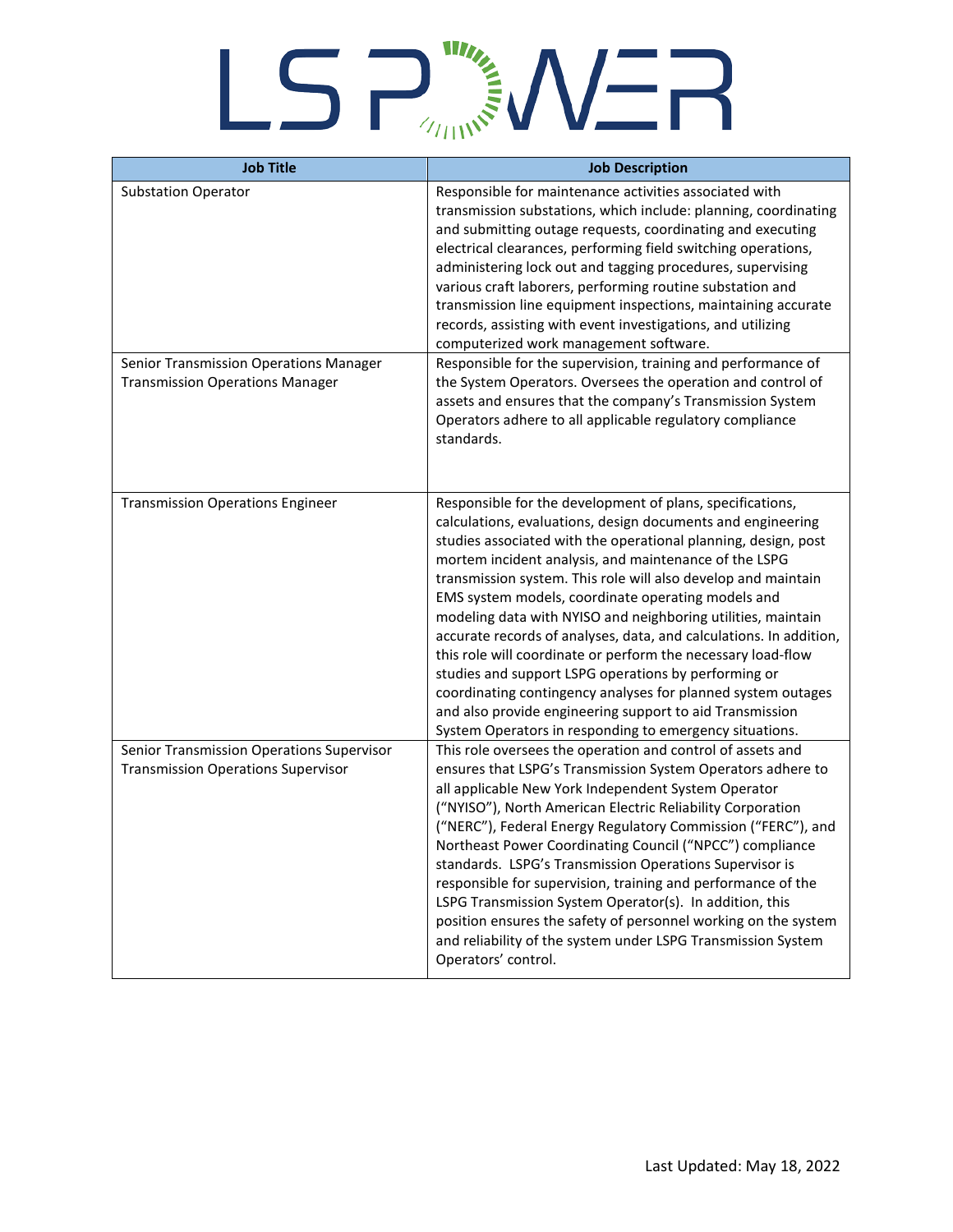| Job Title | Job Description |
| --- | --- |
| Substation Operator | Responsible for maintenance activities associated with transmission substations, which include: planning, coordinating and submitting outage requests, coordinating and executing electrical clearances, performing field switching operations, administering lock out and tagging procedures, supervising various craft laborers, performing routine substation and transmission line equipment inspections, maintaining accurate records, assisting with event investigations, and utilizing computerized work management software. |
| Senior Transmission Operations Manager<br>Transmission Operations Manager | Responsible for the supervision, training and performance of the System Operators. Oversees the operation and control of assets and ensures that the company's Transmission System Operators adhere to all applicable regulatory compliance standards. |
| Transmission Operations Engineer | Responsible for the development of plans, specifications, calculations, evaluations, design documents and engineering studies associated with the operational planning, design, post mortem incident analysis, and maintenance of the LSPG transmission system. This role will also develop and maintain EMS system models, coordinate operating models and modeling data with NYISO and neighboring utilities, maintain accurate records of analyses, data, and calculations. In addition, this role will coordinate or perform the necessary load-flow studies and support LSPG operations by performing or coordinating contingency analyses for planned system outages and also provide engineering support to aid Transmission System Operators in responding to emergency situations. |
| Senior Transmission Operations Supervisor<br>Transmission Operations Supervisor | This role oversees the operation and control of assets and ensures that LSPG's Transmission System Operators adhere to all applicable New York Independent System Operator ("NYISO"), North American Electric Reliability Corporation ("NERC"), Federal Energy Regulatory Commission ("FERC"), and Northeast Power Coordinating Council ("NPCC") compliance standards. LSPG's Transmission Operations Supervisor is responsible for supervision, training and performance of the LSPG Transmission System Operator(s). In addition, this position ensures the safety of personnel working on the system and reliability of the system under LSPG Transmission System Operators' control. |

Last Updated: May 18, 2022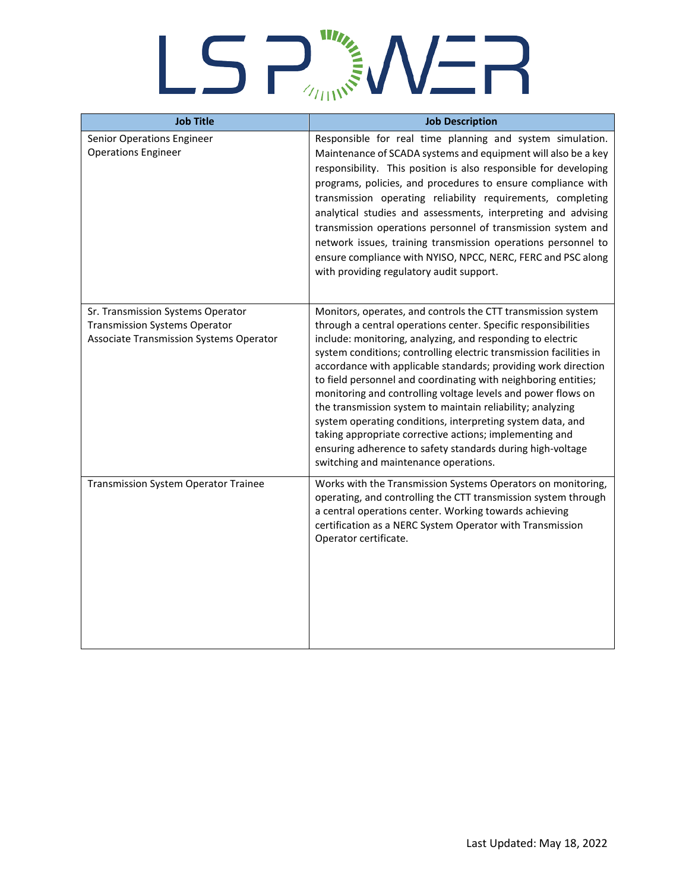| Job Title | Job Description |
| --- | --- |
| Senior Operations Engineer<br>Operations Engineer | Responsible for real time planning and system simulation. Maintenance of SCADA systems and equipment will also be a key responsibility. This position is also responsible for developing programs, policies, and procedures to ensure compliance with transmission operating reliability requirements, completing analytical studies and assessments, interpreting and advising transmission operations personnel of transmission system and network issues, training transmission operations personnel to ensure compliance with NYISO, NPCC, NERC, FERC and PSC along with providing regulatory audit support. |
| Sr. Transmission Systems Operator<br>Transmission Systems Operator<br>Associate Transmission Systems Operator | Monitors, operates, and controls the CTT transmission system through a central operations center. Specific responsibilities include: monitoring, analyzing, and responding to electric system conditions; controlling electric transmission facilities in accordance with applicable standards; providing work direction to field personnel and coordinating with neighboring entities; monitoring and controlling voltage levels and power flows on the transmission system to maintain reliability; analyzing system operating conditions, interpreting system data, and taking appropriate corrective actions; implementing and ensuring adherence to safety standards during high-voltage switching and maintenance operations. |
| Transmission System Operator Trainee | Works with the Transmission Systems Operators on monitoring, operating, and controlling the CTT transmission system through a central operations center. Working towards achieving certification as a NERC System Operator with Transmission Operator certificate. |

Last Updated: May 18, 2022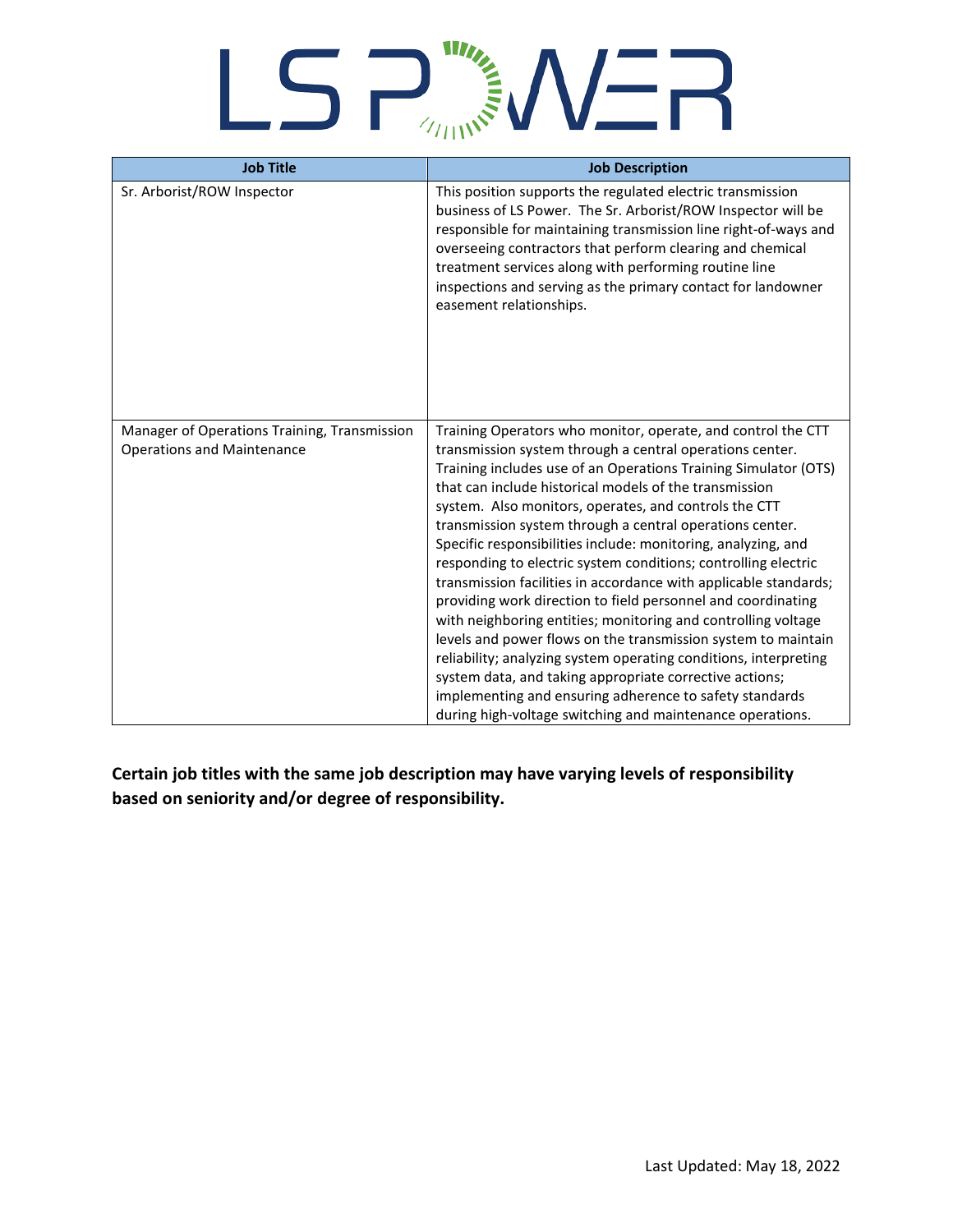# LS POWER

| Job Title | Job Description |
|---|---|
| Sr. Arborist/ROW Inspector | This position supports the regulated electric transmission business of LS Power. The Sr. Arborist/ROW Inspector will be responsible for maintaining transmission line right-of-ways and overseeing contractors that perform clearing and chemical treatment services along with performing routine line inspections and serving as the primary contact for landowner easement relationships. |
| Manager of Operations Training, Transmission Operations and Maintenance | Training Operators who monitor, operate, and control the CTT transmission system through a central operations center. Training includes use of an Operations Training Simulator (OTS) that can include historical models of the transmission system. Also monitors, operates, and controls the CTT transmission system through a central operations center. Specific responsibilities include: monitoring, analyzing, and responding to electric system conditions; controlling electric transmission facilities in accordance with applicable standards; providing work direction to field personnel and coordinating with neighboring entities; monitoring and controlling voltage levels and power flows on the transmission system to maintain reliability; analyzing system operating conditions, interpreting system data, and taking appropriate corrective actions; implementing and ensuring adherence to safety standards during high-voltage switching and maintenance operations. |

**Certain job titles with the same job description may have varying levels of responsibility based on seniority and/or degree of responsibility.**

Last Updated: May 18, 2022